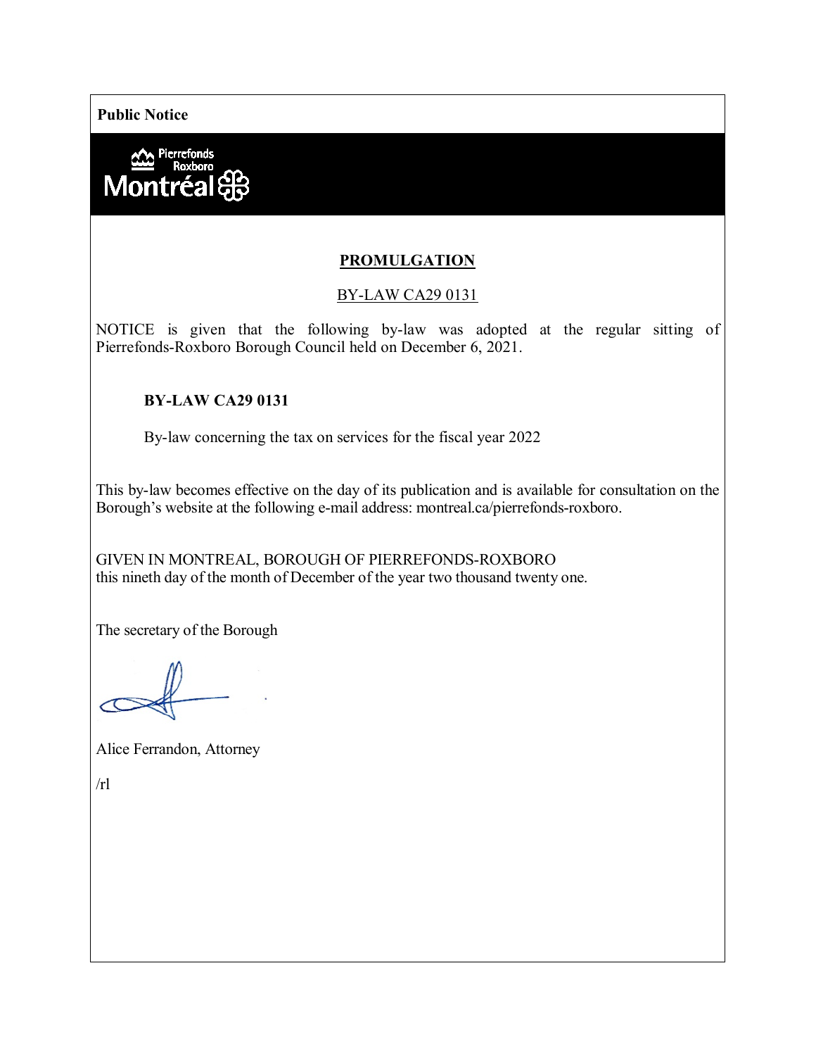**Public Notice**

Pierrefonds Roxboro
Montréal

## PROMULGATION

BY-LAW CA29 0131

NOTICE is given that the following by-law was adopted at the regular sitting of Pierrefonds-Roxboro Borough Council held on December 6, 2021.

**BY-LAW CA29 0131**

By-law concerning the tax on services for the fiscal year 2022

This by-law becomes effective on the day of its publication and is available for consultation on the Borough's website at the following e-mail address: montreal.ca/pierrefonds-roxboro.

GIVEN IN MONTREAL, BOROUGH OF PIERREFONDS-ROXBORO
this nineth day of the month of December of the year two thousand twenty one.

The secretary of the Borough

Alice Ferrandon, Attorney

/rl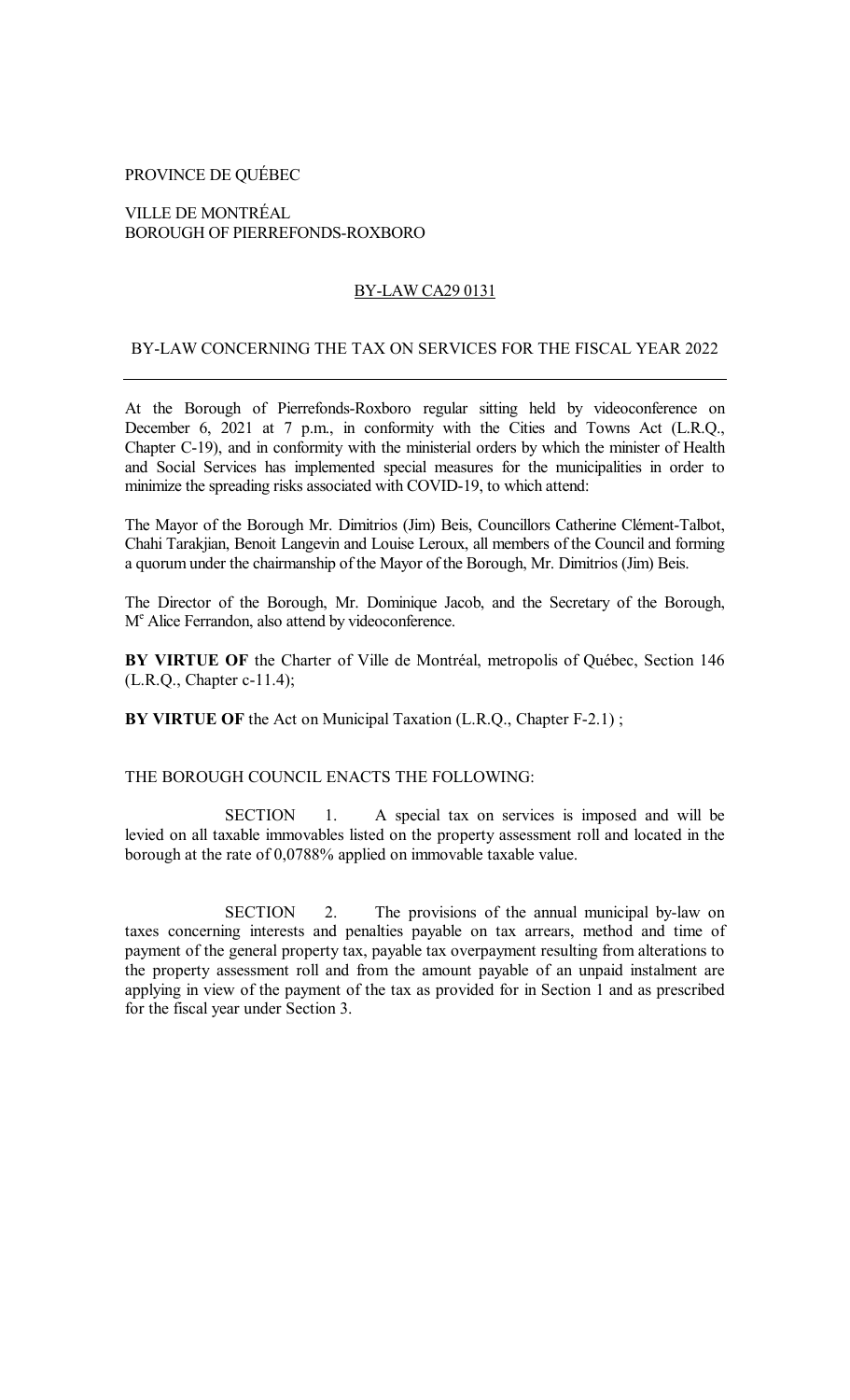PROVINCE DE QUÉBEC

VILLE DE MONTRÉAL
BOROUGH OF PIERREFONDS-ROXBORO

## BY-LAW CA29 0131

## BY-LAW CONCERNING THE TAX ON SERVICES FOR THE FISCAL YEAR 2022

---

At the Borough of Pierrefonds-Roxboro regular sitting held by videoconference on December 6, 2021 at 7 p.m., in conformity with the Cities and Towns Act (L.R.Q., Chapter C-19), and in conformity with the ministerial orders by which the minister of Health and Social Services has implemented special measures for the municipalities in order to minimize the spreading risks associated with COVID-19, to which attend:

The Mayor of the Borough Mr. Dimitrios (Jim) Beis, Councillors Catherine Clément-Talbot, Chahi Tarakjian, Benoit Langevin and Louise Leroux, all members of the Council and forming a quorum under the chairmanship of the Mayor of the Borough, Mr. Dimitrios (Jim) Beis.

The Director of the Borough, Mr. Dominique Jacob, and the Secretary of the Borough, Me Alice Ferrandon, also attend by videoconference.

**BY VIRTUE OF** the Charter of Ville de Montréal, metropolis of Québec, Section 146 (L.R.Q., Chapter c-11.4);

**BY VIRTUE OF** the Act on Municipal Taxation (L.R.Q., Chapter F-2.1) ;

THE BOROUGH COUNCIL ENACTS THE FOLLOWING:

SECTION 1. A special tax on services is imposed and will be levied on all taxable immovables listed on the property assessment roll and located in the borough at the rate of 0,0788% applied on immovable taxable value.

SECTION 2. The provisions of the annual municipal by-law on taxes concerning interests and penalties payable on tax arrears, method and time of payment of the general property tax, payable tax overpayment resulting from alterations to the property assessment roll and from the amount payable of an unpaid instalment are applying in view of the payment of the tax as provided for in Section 1 and as prescribed for the fiscal year under Section 3.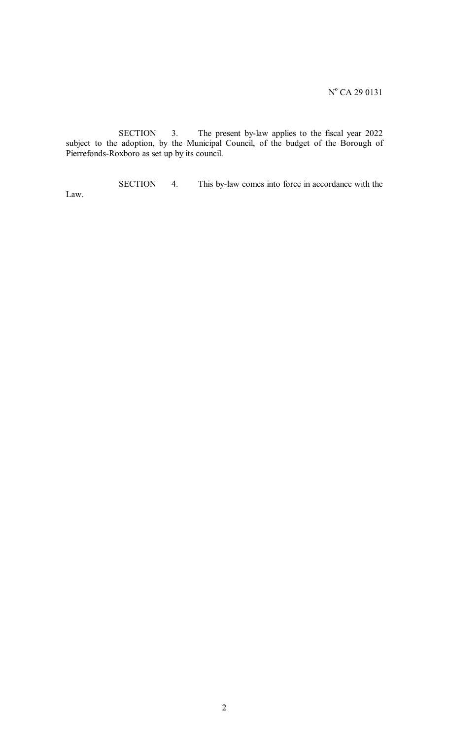SECTION 3. The present by-law applies to the fiscal year 2022 subject to the adoption, by the Municipal Council, of the budget of the Borough of Pierrefonds-Roxboro as set up by its council.

SECTION 4. This by-law comes into force in accordance with the Law.